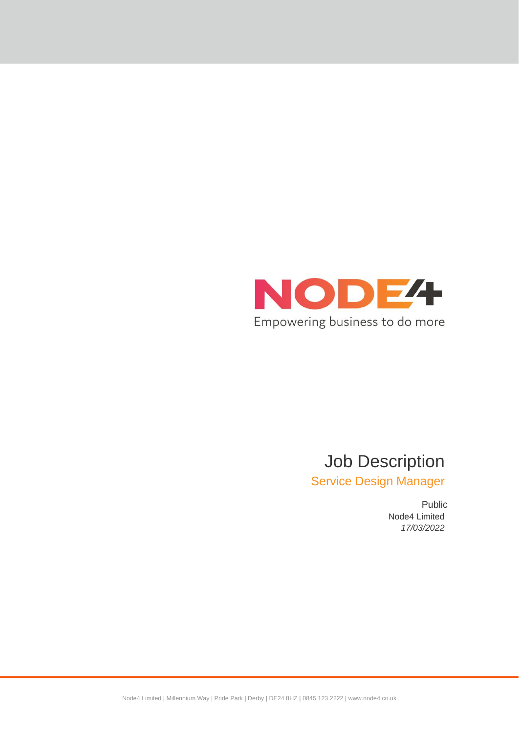NODE4

Empowering business to do more

# Job Description

## Service Design Manager

Public

Node4 Limited

*17/03/2022*

Node4 Limited | Millennium Way | Pride Park | Derby | DE24 8HZ | 0845 123 2222 | www.node4.co.uk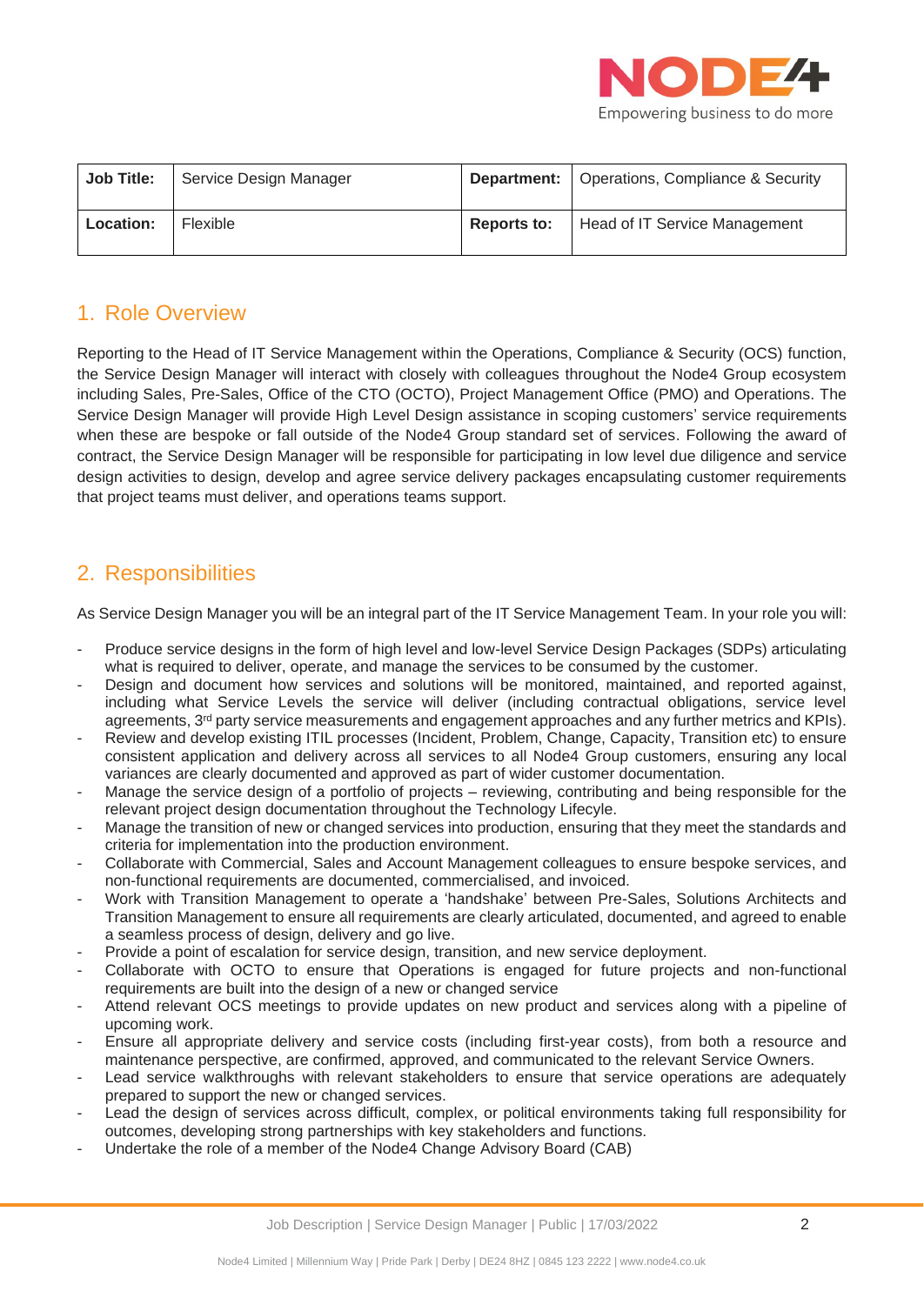| Job Title: | Service Design Manager | Department: | Operations, Compliance & Security |
|---|---|---|---|
| Location: | Flexible | Reports to: | Head of IT Service Management |

## 1. Role Overview

Reporting to the Head of IT Service Management within the Operations, Compliance & Security (OCS) function, the Service Design Manager will interact with closely with colleagues throughout the Node4 Group ecosystem including Sales, Pre-Sales, Office of the CTO (OCTO), Project Management Office (PMO) and Operations. The Service Design Manager will provide High Level Design assistance in scoping customers' service requirements when these are bespoke or fall outside of the Node4 Group standard set of services. Following the award of contract, the Service Design Manager will be responsible for participating in low level due diligence and service design activities to design, develop and agree service delivery packages encapsulating customer requirements that project teams must deliver, and operations teams support.

## 2. Responsibilities

As Service Design Manager you will be an integral part of the IT Service Management Team. In your role you will:

- Produce service designs in the form of high level and low-level Service Design Packages (SDPs) articulating what is required to deliver, operate, and manage the services to be consumed by the customer.
- Design and document how services and solutions will be monitored, maintained, and reported against, including what Service Levels the service will deliver (including contractual obligations, service level agreements, 3rd party service measurements and engagement approaches and any further metrics and KPIs).
- Review and develop existing ITIL processes (Incident, Problem, Change, Capacity, Transition etc) to ensure consistent application and delivery across all services to all Node4 Group customers, ensuring any local variances are clearly documented and approved as part of wider customer documentation.
- Manage the service design of a portfolio of projects – reviewing, contributing and being responsible for the relevant project design documentation throughout the Technology Lifecyle.
- Manage the transition of new or changed services into production, ensuring that they meet the standards and criteria for implementation into the production environment.
- Collaborate with Commercial, Sales and Account Management colleagues to ensure bespoke services, and non-functional requirements are documented, commercialised, and invoiced.
- Work with Transition Management to operate a 'handshake' between Pre-Sales, Solutions Architects and Transition Management to ensure all requirements are clearly articulated, documented, and agreed to enable a seamless process of design, delivery and go live.
- Provide a point of escalation for service design, transition, and new service deployment.
- Collaborate with OCTO to ensure that Operations is engaged for future projects and non-functional requirements are built into the design of a new or changed service
- Attend relevant OCS meetings to provide updates on new product and services along with a pipeline of upcoming work.
- Ensure all appropriate delivery and service costs (including first-year costs), from both a resource and maintenance perspective, are confirmed, approved, and communicated to the relevant Service Owners.
- Lead service walkthroughs with relevant stakeholders to ensure that service operations are adequately prepared to support the new or changed services.
- Lead the design of services across difficult, complex, or political environments taking full responsibility for outcomes, developing strong partnerships with key stakeholders and functions.
- Undertake the role of a member of the Node4 Change Advisory Board (CAB)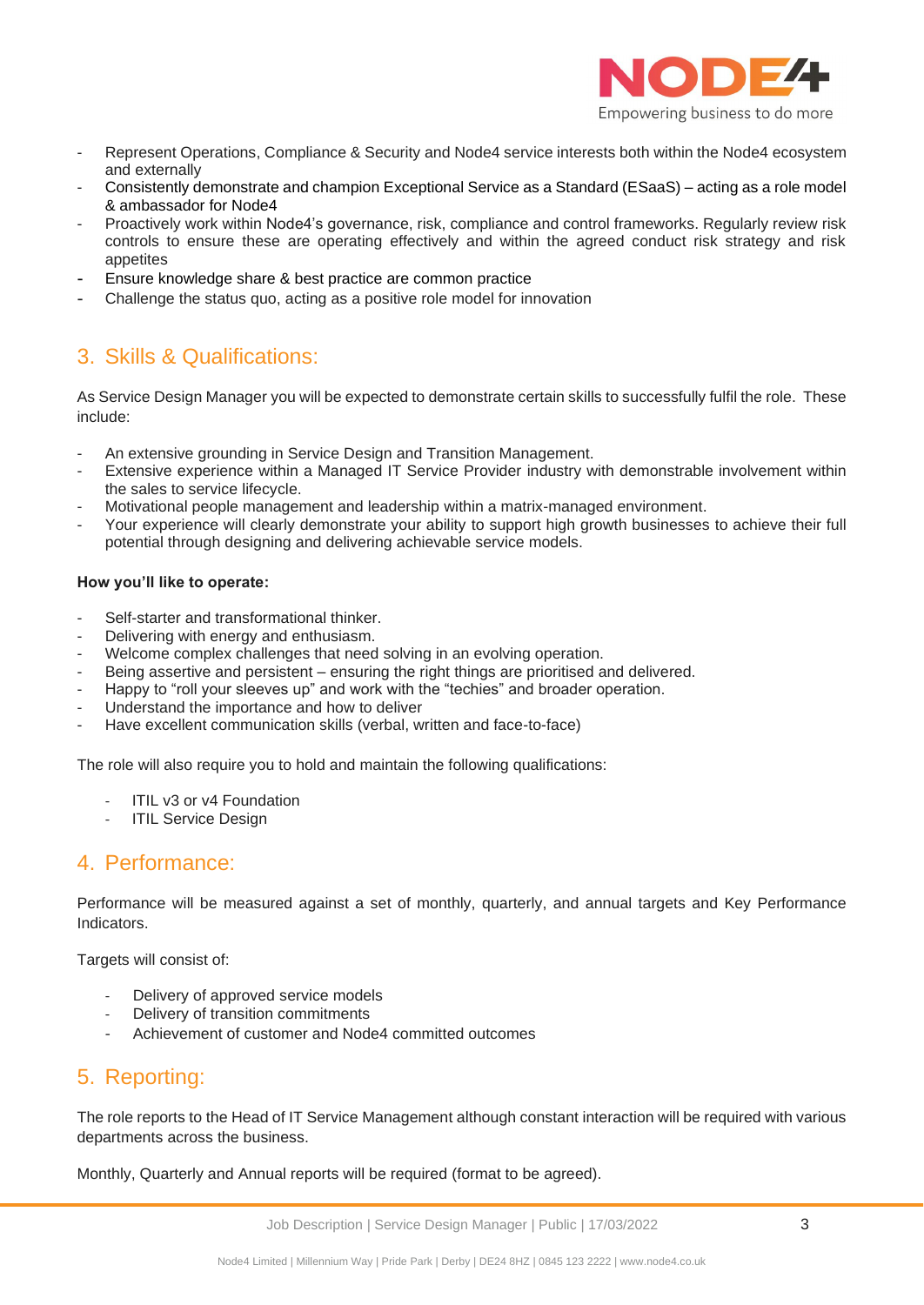- Represent Operations, Compliance & Security and Node4 service interests both within the Node4 ecosystem and externally
- Consistently demonstrate and champion Exceptional Service as a Standard (ESaaS) – acting as a role model & ambassador for Node4
- Proactively work within Node4's governance, risk, compliance and control frameworks. Regularly review risk controls to ensure these are operating effectively and within the agreed conduct risk strategy and risk appetites
- Ensure knowledge share & best practice are common practice
- Challenge the status quo, acting as a positive role model for innovation

## 3. Skills & Qualifications:

As Service Design Manager you will be expected to demonstrate certain skills to successfully fulfil the role. These include:

- An extensive grounding in Service Design and Transition Management.
- Extensive experience within a Managed IT Service Provider industry with demonstrable involvement within the sales to service lifecycle.
- Motivational people management and leadership within a matrix-managed environment.
- Your experience will clearly demonstrate your ability to support high growth businesses to achieve their full potential through designing and delivering achievable service models.

**How you'll like to operate:**

- Self-starter and transformational thinker.
- Delivering with energy and enthusiasm.
- Welcome complex challenges that need solving in an evolving operation.
- Being assertive and persistent – ensuring the right things are prioritised and delivered.
- Happy to "roll your sleeves up" and work with the "techies" and broader operation.
- Understand the importance and how to deliver
- Have excellent communication skills (verbal, written and face-to-face)

The role will also require you to hold and maintain the following qualifications:

- ITIL v3 or v4 Foundation
- ITIL Service Design

## 4. Performance:

Performance will be measured against a set of monthly, quarterly, and annual targets and Key Performance Indicators.

Targets will consist of:

- Delivery of approved service models
- Delivery of transition commitments
- Achievement of customer and Node4 committed outcomes

## 5. Reporting:

The role reports to the Head of IT Service Management although constant interaction will be required with various departments across the business.

Monthly, Quarterly and Annual reports will be required (format to be agreed).